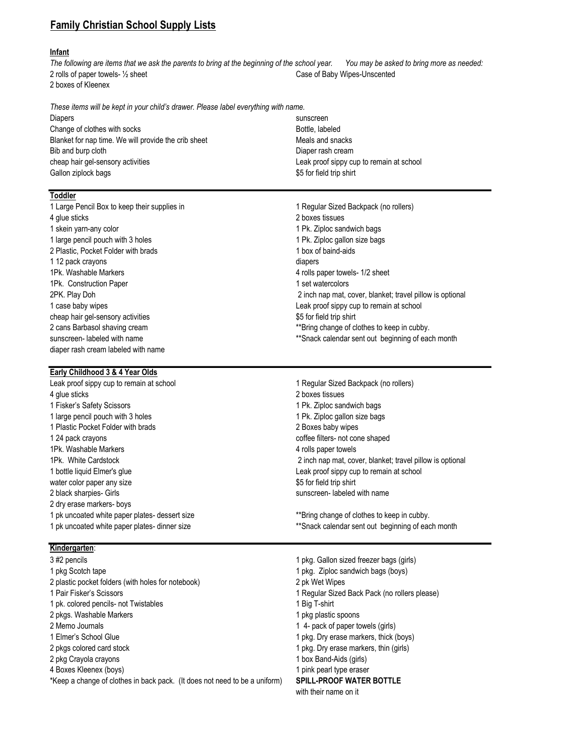# Family Christian School Supply Lists

## Infant

*The following are items that we ask the parents to bring at the beginning of the school year. You may be asked to bring more as needed:*

- 2 rolls of paper towels- ½ sheet
- 2 boxes of Kleenex
- Case of Baby Wipes-Unscented

*These items will be kept in your child's drawer. Please label everything with name.*

- Diapers
- Change of clothes with socks
- Blanket for nap time. We will provide the crib sheet
- Bib and burp cloth
- cheap hair gel-sensory activities
- Gallon ziplock bags
- sunscreen
- Bottle, labeled
- Meals and snacks
- Diaper rash cream
- Leak proof sippy cup to remain at school
- $5 for field trip shirt

---

## Toddler

- 1 Large Pencil Box to keep their supplies in
- 4 glue sticks
- 1 skein yarn-any color
- 1 large pencil pouch with 3 holes
- 2 Plastic, Pocket Folder with brads
- 1 12 pack crayons
- 1Pk. Washable Markers
- 1Pk. Construction Paper
- 2PK. Play Doh
- 1 case baby wipes
- cheap hair gel-sensory activities
- 2 cans Barbasol shaving cream
- sunscreen- labeled with name
- diaper rash cream labeled with name
- 1 Regular Sized Backpack (no rollers)
- 2 boxes tissues
- 1 Pk. Ziploc sandwich bags
- 1 Pk. Ziploc gallon size bags
- 1 box of baind-aids
- diapers
- 4 rolls paper towels- 1/2 sheet
- 1 set watercolors
- 2 inch nap mat, cover, blanket; travel pillow is optional
- Leak proof sippy cup to remain at school
- $5 for field trip shirt
- **Bring change of clothes to keep in cubby.
- **Snack calendar sent out beginning of each month

---

## Early Childhood 3 & 4 Year Olds

- Leak proof sippy cup to remain at school
- 4 glue sticks
- 1 Fisker's Safety Scissors
- 1 large pencil pouch with 3 holes
- 1 Plastic Pocket Folder with brads
- 1 24 pack crayons
- 1Pk. Washable Markers
- 1Pk. White Cardstock
- 1 bottle liquid Elmer's glue
- water color paper any size
- 2 black sharpies- Girls
- 2 dry erase markers- boys
- 1 pk uncoated white paper plates- dessert size
- 1 pk uncoated white paper plates- dinner size
- 1 Regular Sized Backpack (no rollers)
- 2 boxes tissues
- 1 Pk. Ziploc sandwich bags
- 1 Pk. Ziploc gallon size bags
- 2 Boxes baby wipes
- coffee filters- not cone shaped
- 4 rolls paper towels
- 2 inch nap mat, cover, blanket; travel pillow is optional
- Leak proof sippy cup to remain at school
- $5 for field trip shirt
- sunscreen- labeled with name
- **Bring change of clothes to keep in cubby.
- **Snack calendar sent out beginning of each month

---

## Kindergarten:

- 3 #2 pencils
- 1 pkg Scotch tape
- 2 plastic pocket folders (with holes for notebook)
- 1 Pair Fisker's Scissors
- 1 pk. colored pencils- not Twistables
- 2 pkgs. Washable Markers
- 2 Memo Journals
- 1 Elmer's School Glue
- 2 pkgs colored card stock
- 2 pkg Crayola crayons
- 4 Boxes Kleenex (boys)
- *Keep a change of clothes in back pack. (It does not need to be a uniform)
- 1 pkg. Gallon sized freezer bags (girls)
- 1 pkg. Ziploc sandwich bags (boys)
- 2 pk Wet Wipes
- 1 Regular Sized Back Pack (no rollers please)
- 1 Big T-shirt
- 1 pkg plastic spoons
- 1 4- pack of paper towels (girls)
- 1 pkg. Dry erase markers, thick (boys)
- 1 pkg. Dry erase markers, thin (girls)
- 1 box Band-Aids (girls)
- 1 pink pearl type eraser
- **SPILL-PROOF WATER BOTTLE** with their name on it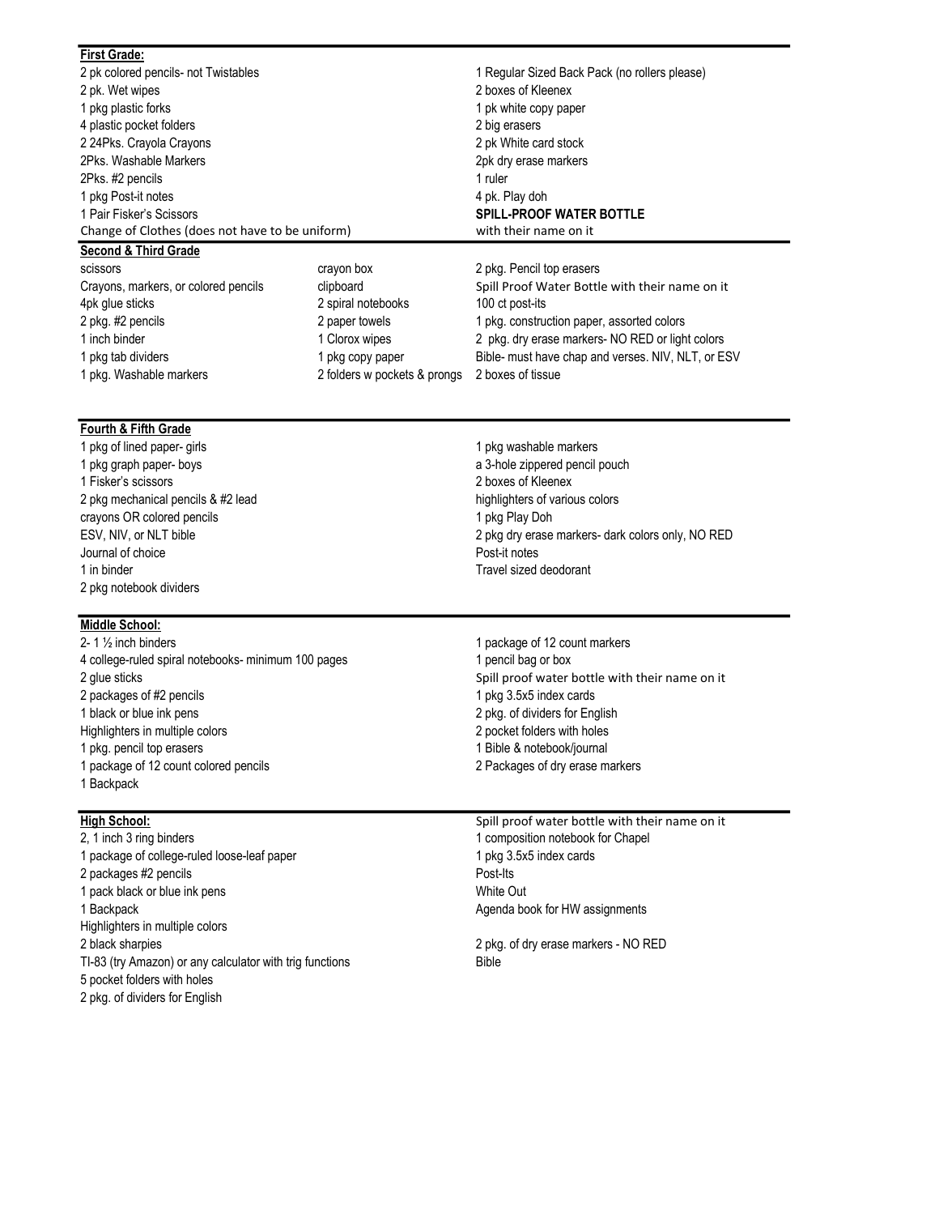**First Grade:**

- 2 pk colored pencils- not Twistables
- 2 pk. Wet wipes
- 1 pkg plastic forks
- 4 plastic pocket folders
- 2 24Pks. Crayola Crayons
- 2Pks. Washable Markers
- 2Pks. #2 pencils
- 1 pkg Post-it notes
- 1 Pair Fisker's Scissors
- Change of Clothes (does not have to be uniform)
- 1 Regular Sized Back Pack (no rollers please)
- 2 boxes of Kleenex
- 1 pk white copy paper
- 2 big erasers
- 2 pk White card stock
- 2pk dry erase markers
- 1 ruler
- 4 pk. Play doh
- **SPILL-PROOF WATER BOTTLE** with their name on it

**Second & Third Grade**

- scissors
- Crayons, markers, or colored pencils
- 4pk glue sticks
- 2 pkg. #2 pencils
- 1 inch binder
- 1 pkg tab dividers
- 1 pkg. Washable markers
- crayon box
- clipboard
- 2 spiral notebooks
- 2 paper towels
- 1 Clorox wipes
- 1 pkg copy paper
- 2 folders w pockets & prongs
- 2 pkg. Pencil top erasers
- Spill Proof Water Bottle with their name on it
- 100 ct post-its
- 1 pkg. construction paper, assorted colors
- 2 pkg. dry erase markers- NO RED or light colors
- Bible- must have chap and verses. NIV, NLT, or ESV
- 2 boxes of tissue

**Fourth & Fifth Grade**

- 1 pkg of lined paper- girls
- 1 pkg graph paper- boys
- 1 Fisker's scissors
- 2 pkg mechanical pencils & #2 lead
- crayons OR colored pencils
- ESV, NIV, or NLT bible
- Journal of choice
- 1 in binder
- 2 pkg notebook dividers
- 1 pkg washable markers
- a 3-hole zippered pencil pouch
- 2 boxes of Kleenex
- highlighters of various colors
- 1 pkg Play Doh
- 2 pkg dry erase markers- dark colors only, NO RED
- Post-it notes
- Travel sized deodorant

**Middle School:**

- 2- 1 ½ inch binders
- 4 college-ruled spiral notebooks- minimum 100 pages
- 2 glue sticks
- 2 packages of #2 pencils
- 1 black or blue ink pens
- Highlighters in multiple colors
- 1 pkg. pencil top erasers
- 1 package of 12 count colored pencils
- 1 Backpack
- 1 package of 12 count markers
- 1 pencil bag or box
- Spill proof water bottle with their name on it
- 1 pkg 3.5x5 index cards
- 2 pkg. of dividers for English
- 2 pocket folders with holes
- 1 Bible & notebook/journal
- 2 Packages of dry erase markers

**High School:**

- 2, 1 inch 3 ring binders
- 1 package of college-ruled loose-leaf paper
- 2 packages #2 pencils
- 1 pack black or blue ink pens
- 1 Backpack
- Highlighters in multiple colors
- 2 black sharpies
- TI-83 (try Amazon) or any calculator with trig functions
- 5 pocket folders with holes
- 2 pkg. of dividers for English
- Spill proof water bottle with their name on it
- 1 composition notebook for Chapel
- 1 pkg 3.5x5 index cards
- Post-Its
- White Out
- Agenda book for HW assignments
- 2 pkg. of dry erase markers - NO RED
- Bible